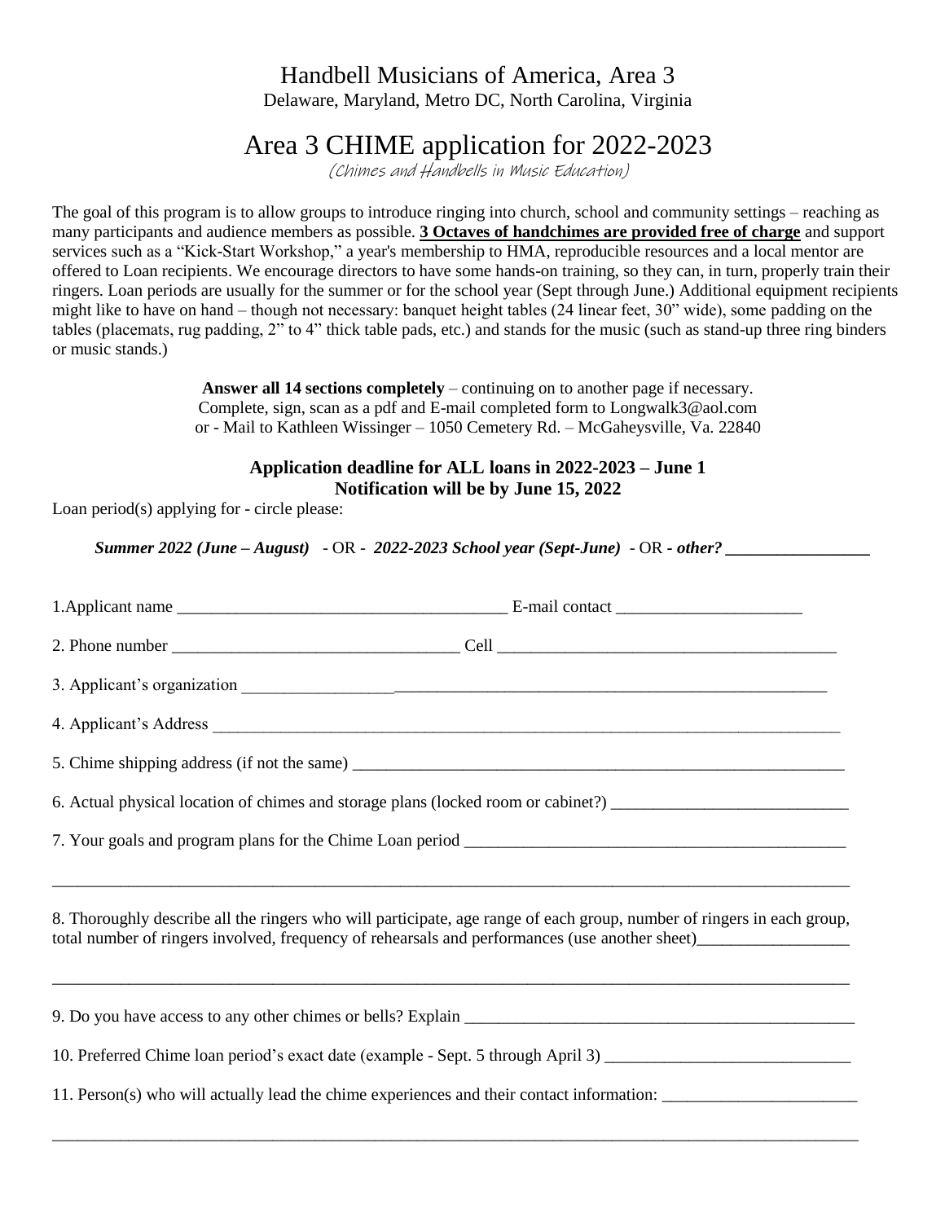# Handbell Musicians of America, Area 3

Delaware, Maryland, Metro DC, North Carolina, Virginia

# Area 3 CHIME application for 2022-2023

*(Chimes and Handbells in Music Education)*

The goal of this program is to allow groups to introduce ringing into church, school and community settings – reaching as many participants and audience members as possible. **3 Octaves of handchimes are provided free of charge** and support services such as a "Kick-Start Workshop," a year's membership to HMA, reproducible resources and a local mentor are offered to Loan recipients. We encourage directors to have some hands-on training, so they can, in turn, properly train their ringers. Loan periods are usually for the summer or for the school year (Sept through June.) Additional equipment recipients might like to have on hand – though not necessary: banquet height tables (24 linear feet, 30" wide), some padding on the tables (placemats, rug padding, 2" to 4" thick table pads, etc.) and stands for the music (such as stand-up three ring binders or music stands.)

**Answer all 14 sections completely** – continuing on to another page if necessary.
Complete, sign, scan as a pdf and E-mail completed form to Longwalk3@aol.com
or - Mail to Kathleen Wissinger – 1050 Cemetery Rd. – McGaheysville, Va. 22840

**Application deadline for ALL loans in 2022-2023 – June 1**
**Notification will be by June 15, 2022**

Loan period(s) applying for - circle please:

***Summer 2022 (June – August)*** - OR - ***2022-2023 School year (Sept-June)*** - OR - ***other?*** _________________

1.Applicant name _______________________________________ E-mail contact ______________________

2. Phone number __________________________________ Cell _________________________________________

3. Applicant's organization ____________________________________________________________________

4. Applicant's Address _______________________________________________________________________

5. Chime shipping address (if not the same) _____________________________________________________

6. Actual physical location of chimes and storage plans (locked room or cabinet?) ____________________________

7. Your goals and program plans for the Chime Loan period ______________________________________________

_____________________________________________________________________________________________

8. Thoroughly describe all the ringers who will participate, age range of each group, number of ringers in each group, total number of ringers involved, frequency of rehearsals and performances (use another sheet)__________________

_____________________________________________________________________________________________

9. Do you have access to any other chimes or bells? Explain _________________________________________________

10. Preferred Chime loan period's exact date (example - Sept. 5 through April 3) _____________________________

11. Person(s) who will actually lead the chime experiences and their contact information: _______________________

_____________________________________________________________________________________________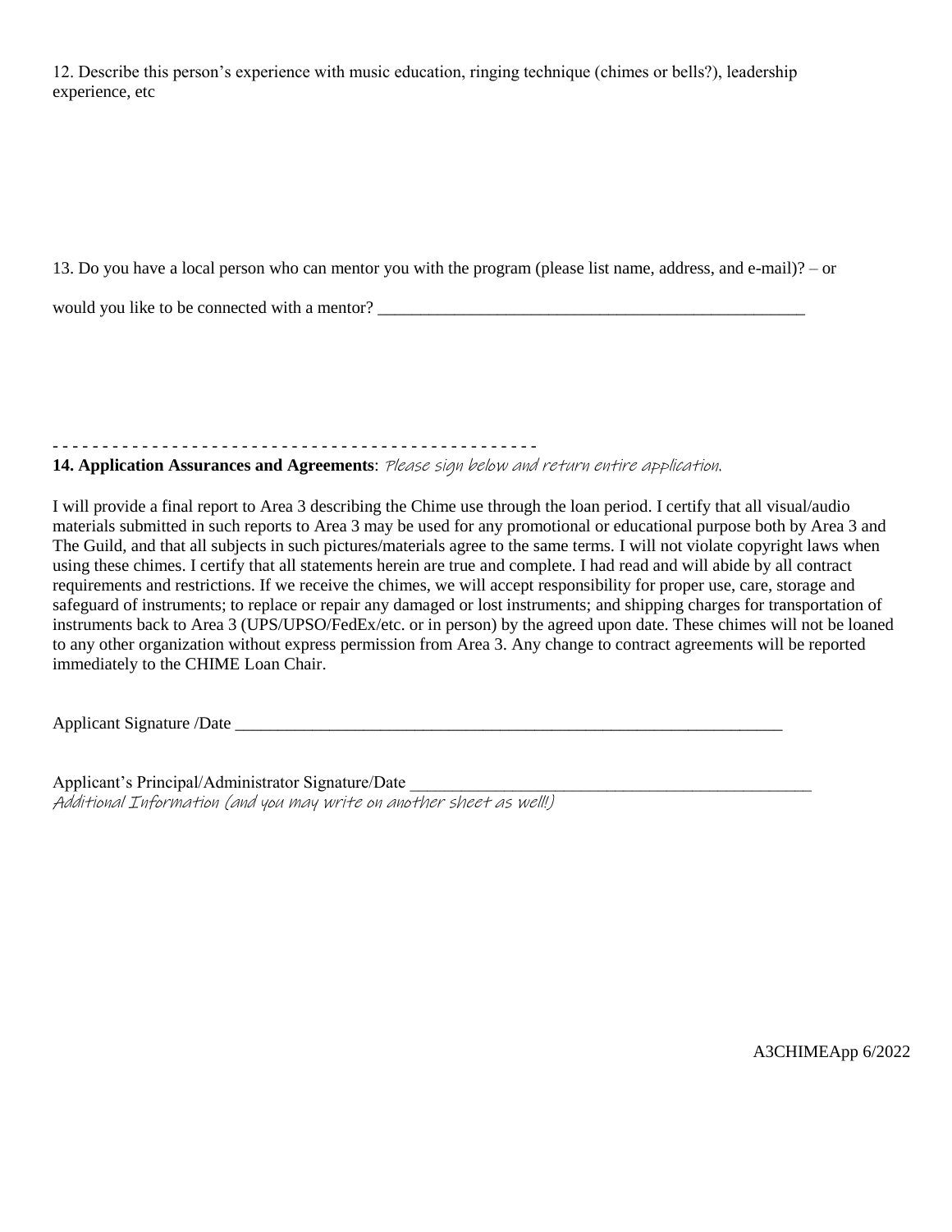12. Describe this person's experience with music education, ringing technique (chimes or bells?), leadership experience, etc

13. Do you have a local person who can mentor you with the program (please list name, address, and e-mail)? – or

would you like to be connected with a mentor? ____________________________________________________

- - - - - - - - - - - - - - - - - - - - - - - - - - - - - - - - - - - - - - - - - - - - - - - - - - -

**14. Application Assurances and Agreements**: *Please sign below and return entire application.*

I will provide a final report to Area 3 describing the Chime use through the loan period. I certify that all visual/audio materials submitted in such reports to Area 3 may be used for any promotional or educational purpose both by Area 3 and The Guild, and that all subjects in such pictures/materials agree to the same terms. I will not violate copyright laws when using these chimes. I certify that all statements herein are true and complete. I had read and will abide by all contract requirements and restrictions. If we receive the chimes, we will accept responsibility for proper use, care, storage and safeguard of instruments; to replace or repair any damaged or lost instruments; and shipping charges for transportation of instruments back to Area 3 (UPS/UPSO/FedEx/etc. or in person) by the agreed upon date. These chimes will not be loaned to any other organization without express permission from Area 3. Any change to contract agreements will be reported immediately to the CHIME Loan Chair.

Applicant Signature /Date ____________________________________________________________________

Applicant's Principal/Administrator Signature/Date _________________________________________________

*Additional Information (and you may write on another sheet as well!)*

A3CHIMEApp 6/2022